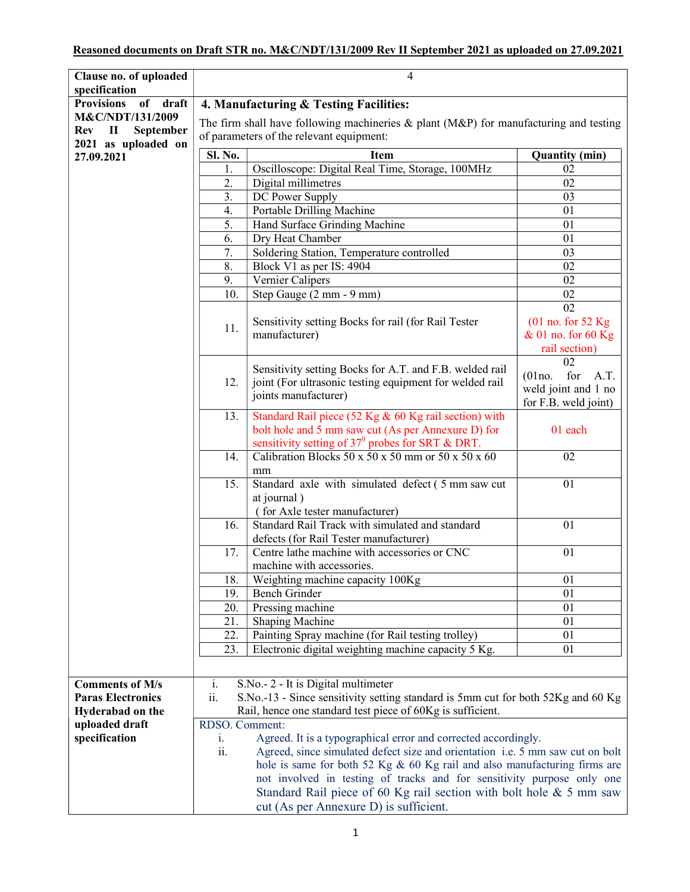**Reasoned documents on Draft STR no. M&C/NDT/131/2009 Rev II September 2021 as uploaded on 27.09.2021**

| Clause no. of uploaded specification | 4 |
|---|---|
| Provisions of draft M&C/NDT/131/2009 Rev II September 2021 as uploaded on 27.09.2021 | **4. Manufacturing & Testing Facilities:** The firm shall have following machineries & plant (M&P) for manufacturing and testing of parameters of the relevant equipment: (see table below) |

| Sl. No. | Item | Quantity (min) |
|---|---|---|
| 1. | Oscilloscope: Digital Real Time, Storage, 100MHz | 02 |
| 2. | Digital millimetres | 02 |
| 3. | DC Power Supply | 03 |
| 4. | Portable Drilling Machine | 01 |
| 5. | Hand Surface Grinding Machine | 01 |
| 6. | Dry Heat Chamber | 01 |
| 7. | Soldering Station, Temperature controlled | 03 |
| 8. | Block V1 as per IS: 4904 | 02 |
| 9. | Vernier Calipers | 02 |
| 10. | Step Gauge (2 mm - 9 mm) | 02 |
| 11. | Sensitivity setting Bocks for rail (for Rail Tester manufacturer) | 02 (01 no. for 52 Kg & 01 no. for 60 Kg rail section) |
| 12. | Sensitivity setting Bocks for A.T. and F.B. welded rail joint (For ultrasonic testing equipment for welded rail joints manufacturer) | 02 (01no. for A.T. weld joint and 1 no for F.B. weld joint) |
| 13. | Standard Rail piece (52 Kg & 60 Kg rail section) with bolt hole and 5 mm saw cut (As per Annexure D) for sensitivity setting of $37^0$ probes for SRT & DRT. | 01 each |
| 14. | Calibration Blocks 50 x 50 x 50 mm or 50 x 50 x 60 mm | 02 |
| 15. | Standard axle with simulated defect ( 5 mm saw cut at journal ) ( for Axle tester manufacturer) | 01 |
| 16. | Standard Rail Track with simulated and standard defects (for Rail Tester manufacturer) | 01 |
| 17. | Centre lathe machine with accessories or CNC machine with accessories. | 01 |
| 18. | Weighting machine capacity 100Kg | 01 |
| 19. | Bench Grinder | 01 |
| 20. | Pressing machine | 01 |
| 21. | Shaping Machine | 01 |
| 22. | Painting Spray machine (for Rail testing trolley) | 01 |
| 23. | Electronic digital weighting machine capacity 5 Kg. | 01 |

**Comments of M/s Paras Electronics Hyderabad on the uploaded draft specification**

i. S.No.- 2 - It is Digital multimeter
ii. S.No.-13 - Since sensitivity setting standard is 5mm cut for both 52Kg and 60 Kg Rail, hence one standard test piece of 60Kg is sufficient.

RDSO. Comment:

i. Agreed. It is a typographical error and corrected accordingly.
ii. Agreed, since simulated defect size and orientation i.e. 5 mm saw cut on bolt hole is same for both 52 Kg & 60 Kg rail and also manufacturing firms are not involved in testing of tracks and for sensitivity purpose only one Standard Rail piece of 60 Kg rail section with bolt hole & 5 mm saw cut (As per Annexure D) is sufficient.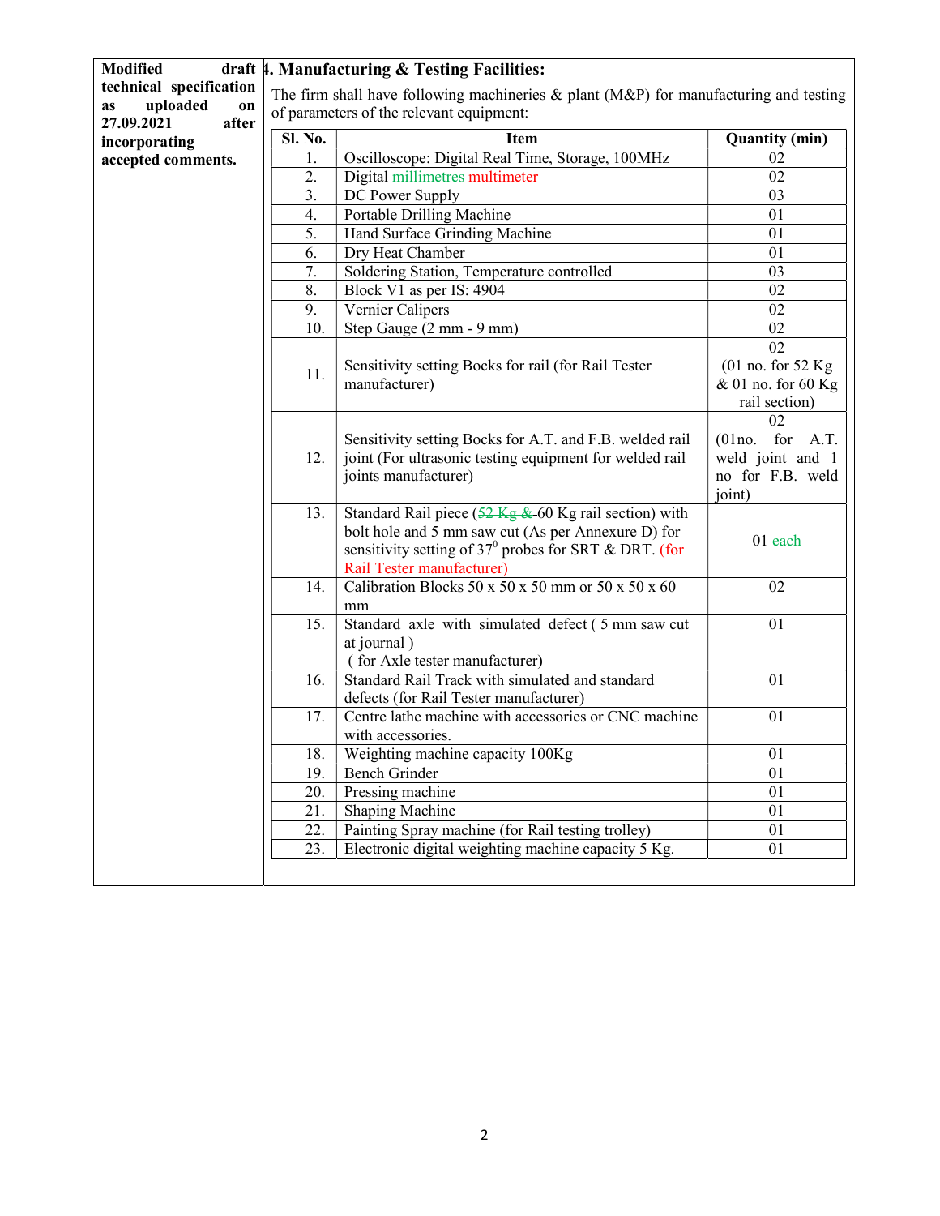| Modified draft technical specification as uploaded on 27.09.2021 after incorporating accepted comments. | 4. Manufacturing & Testing Facilities: |
|---|---|

**Modified draft technical specification as uploaded on 27.09.2021 after incorporating accepted comments.**

### 4. Manufacturing & Testing Facilities:

The firm shall have following machineries & plant (M&P) for manufacturing and testing of parameters of the relevant equipment:

| Sl. No. | Item | Quantity (min) |
|---|---|---|
| 1. | Oscilloscope: Digital Real Time, Storage, 100MHz | 02 |
| 2. | Digital ~~millimetres~~ multimeter | 02 |
| 3. | DC Power Supply | 03 |
| 4. | Portable Drilling Machine | 01 |
| 5. | Hand Surface Grinding Machine | 01 |
| 6. | Dry Heat Chamber | 01 |
| 7. | Soldering Station, Temperature controlled | 03 |
| 8. | Block V1 as per IS: 4904 | 02 |
| 9. | Vernier Calipers | 02 |
| 10. | Step Gauge (2 mm - 9 mm) | 02 |
| 11. | Sensitivity setting Bocks for rail (for Rail Tester manufacturer) | 02 (01 no. for 52 Kg & 01 no. for 60 Kg rail section) |
| 12. | Sensitivity setting Bocks for A.T. and F.B. welded rail joint (For ultrasonic testing equipment for welded rail joints manufacturer) | 02 (01no. for A.T. weld joint and 1 no for F.B. weld joint) |
| 13. | Standard Rail piece (~~52 Kg &~~ 60 Kg rail section) with bolt hole and 5 mm saw cut (As per Annexure D) for sensitivity setting of $37^0$ probes for SRT & DRT. (for Rail Tester manufacturer) | 01 ~~each~~ |
| 14. | Calibration Blocks 50 x 50 x 50 mm or 50 x 50 x 60 mm | 02 |
| 15. | Standard axle with simulated defect ( 5 mm saw cut at journal ) ( for Axle tester manufacturer) | 01 |
| 16. | Standard Rail Track with simulated and standard defects (for Rail Tester manufacturer) | 01 |
| 17. | Centre lathe machine with accessories or CNC machine with accessories. | 01 |
| 18. | Weighting machine capacity 100Kg | 01 |
| 19. | Bench Grinder | 01 |
| 20. | Pressing machine | 01 |
| 21. | Shaping Machine | 01 |
| 22. | Painting Spray machine (for Rail testing trolley) | 01 |
| 23. | Electronic digital weighting machine capacity 5 Kg. | 01 |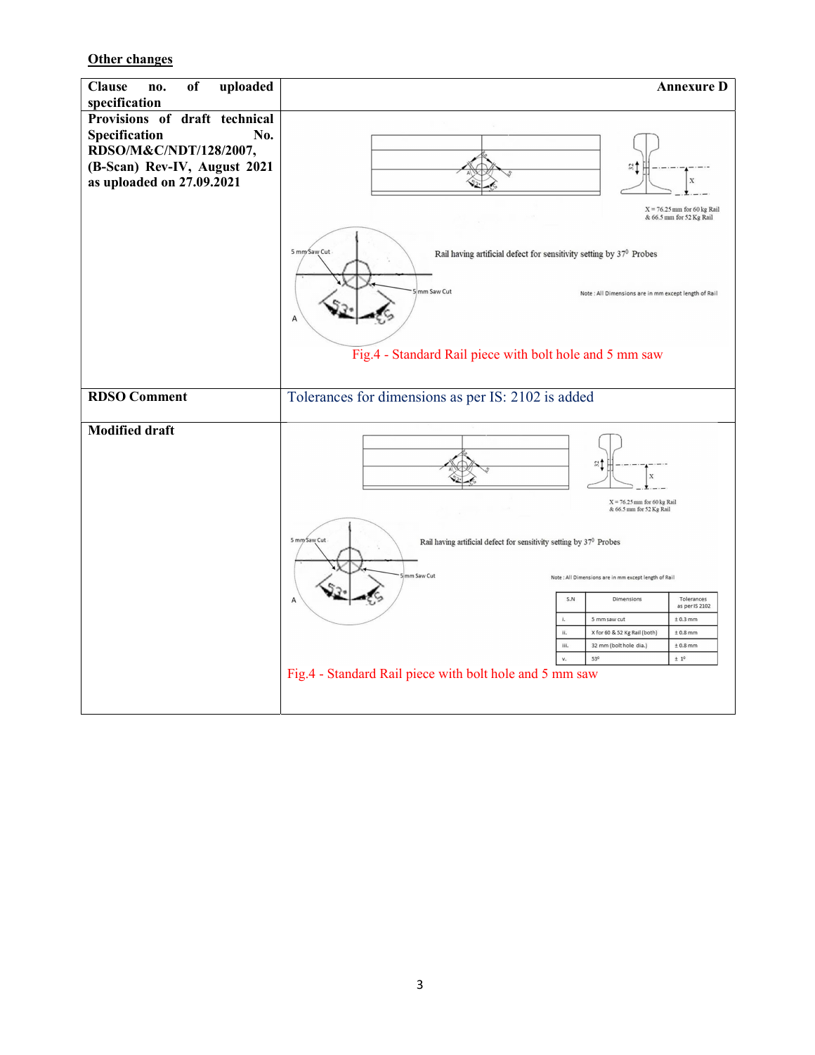**Other changes**

| Clause no. of uploaded specification | Annexure D |
|---|---|
| Provisions of draft technical Specification No. RDSO/M&C/NDT/128/2007, (B-Scan) Rev-IV, August 2021 as uploaded on 27.09.2021 | X = 76.25 mm for 60 kg Rail & 66.5 mm for 52 Kg Rail<br>5 mm Saw Cut<br>Rail having artificial defect for sensitivity setting by 37⁰ Probes<br>5 mm Saw Cut<br>Note : All Dimensions are in mm except length of Rail<br>Fig.4 - Standard Rail piece with bolt hole and 5 mm saw |
| **RDSO Comment** | Tolerances for dimensions as per IS: 2102 is added |
| **Modified draft** | X = 76.25 mm for 60 kg Rail & 66.5 mm for 52 Kg Rail<br>5 mm Saw Cut<br>Rail having artificial defect for sensitivity setting by 37⁰ Probes<br>5 mm Saw Cut<br>Note : All Dimensions are in mm except length of Rail<br>Fig.4 - Standard Rail piece with bolt hole and 5 mm saw |

Tolerances table (Modified draft):

| S.N | Dimensions | Tolerances as per IS 2102 |
|---|---|---|
| i. | 5 mm saw cut | ± 0.3 mm |
| ii. | X for 60 & 52 Kg Rail (both) | ± 0.8 mm |
| iii. | 32 mm (bolt hole dia.) | ± 0.8 mm |
| v. | 53⁰ | ± 1⁰ |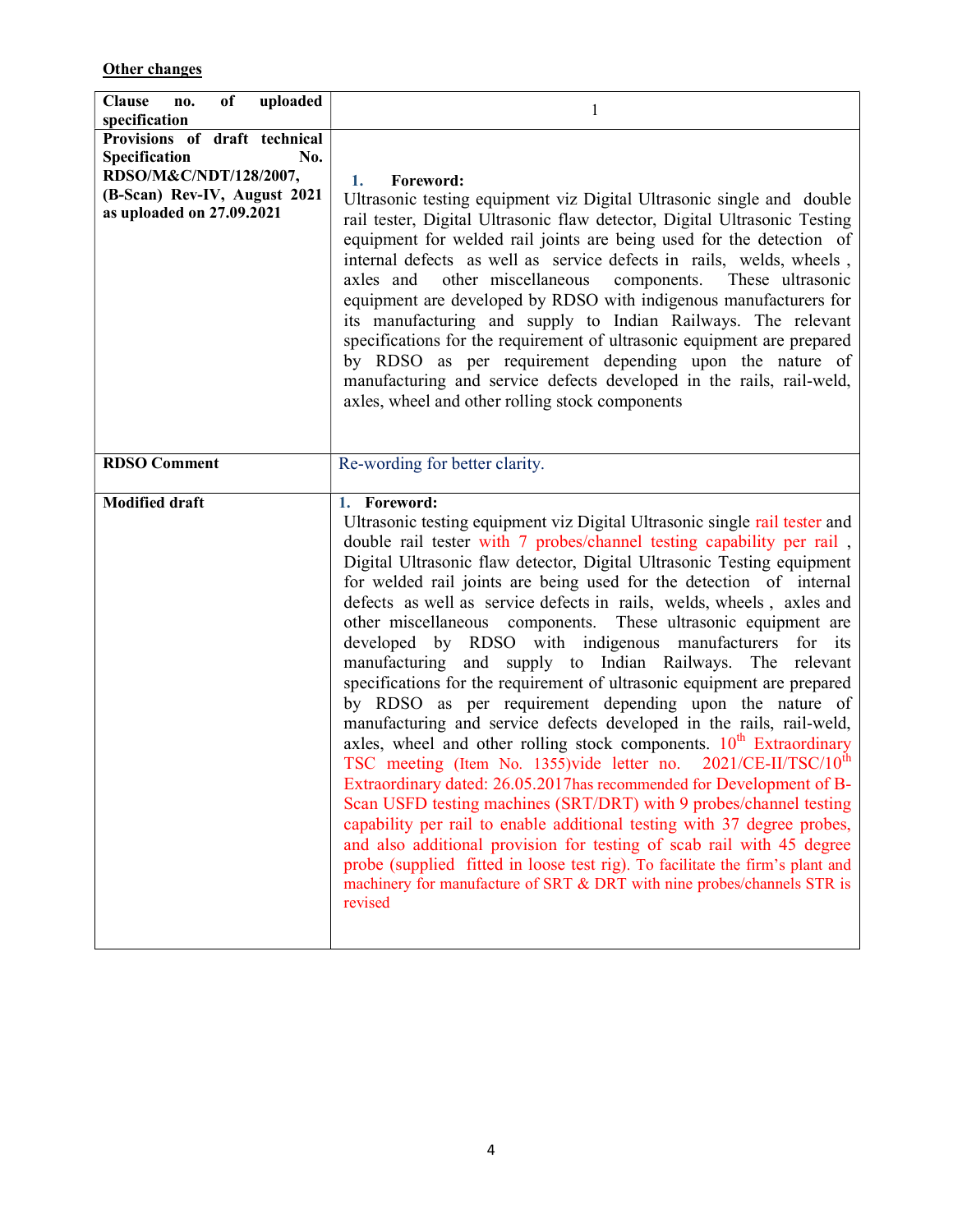**Other changes**

| | |
|---|---|
| **Clause no. of uploaded specification** | 1 |
| **Provisions of draft technical Specification No. RDSO/M&C/NDT/128/2007, (B-Scan) Rev-IV, August 2021 as uploaded on 27.09.2021** | 1. **Foreword:** Ultrasonic testing equipment viz Digital Ultrasonic single and double rail tester, Digital Ultrasonic flaw detector, Digital Ultrasonic Testing equipment for welded rail joints are being used for the detection of internal defects as well as service defects in rails, welds, wheels , axles and other miscellaneous components. These ultrasonic equipment are developed by RDSO with indigenous manufacturers for its manufacturing and supply to Indian Railways. The relevant specifications for the requirement of ultrasonic equipment are prepared by RDSO as per requirement depending upon the nature of manufacturing and service defects developed in the rails, rail-weld, axles, wheel and other rolling stock components |
| **RDSO Comment** | Re-wording for better clarity. |
| **Modified draft** | 1. **Foreword:** Ultrasonic testing equipment viz Digital Ultrasonic single rail tester and double rail tester with 7 probes/channel testing capability per rail , Digital Ultrasonic flaw detector, Digital Ultrasonic Testing equipment for welded rail joints are being used for the detection of internal defects as well as service defects in rails, welds, wheels , axles and other miscellaneous components. These ultrasonic equipment are developed by RDSO with indigenous manufacturers for its manufacturing and supply to Indian Railways. The relevant specifications for the requirement of ultrasonic equipment are prepared by RDSO as per requirement depending upon the nature of manufacturing and service defects developed in the rails, rail-weld, axles, wheel and other rolling stock components. 10th Extraordinary TSC meeting (Item No. 1355)vide letter no. 2021/CE-II/TSC/10th Extraordinary dated: 26.05.2017has recommended for Development of B-Scan USFD testing machines (SRT/DRT) with 9 probes/channel testing capability per rail to enable additional testing with 37 degree probes, and also additional provision for testing of scab rail with 45 degree probe (supplied fitted in loose test rig). To facilitate the firm's plant and machinery for manufacture of SRT & DRT with nine probes/channels STR is revised |